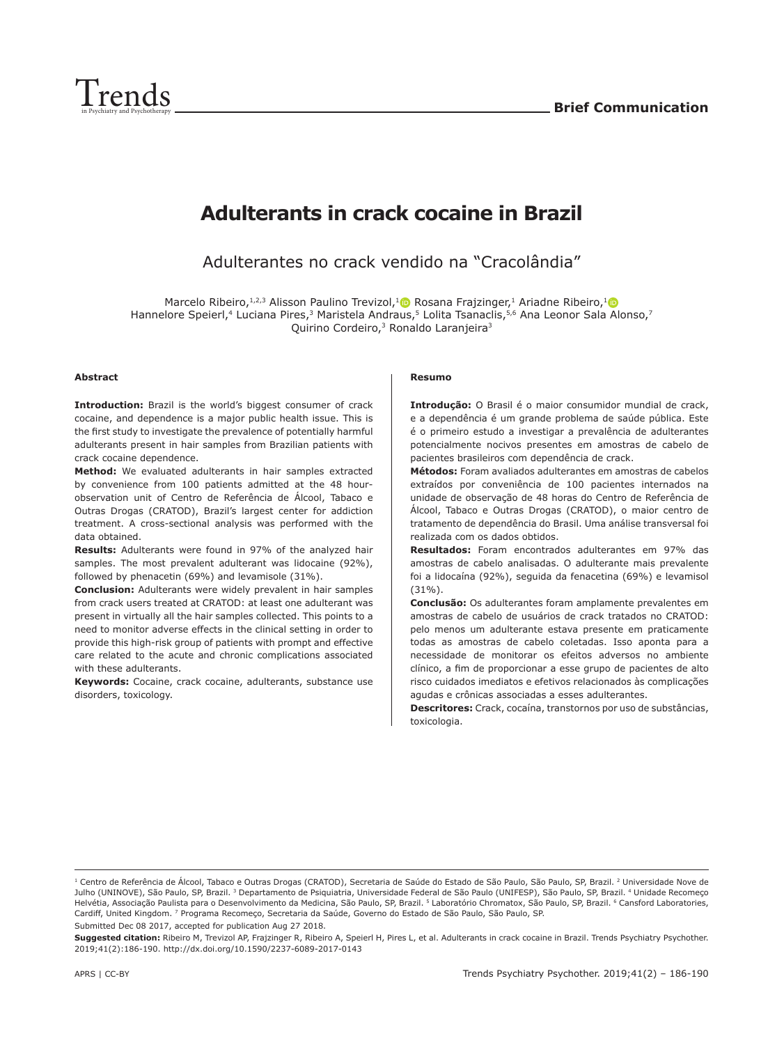Brief Communication

# Adulterants in crack cocaine in Brazil

## Adulterantes no crack vendido na "Cracolândia"

Marcelo Ribeiro,[1,2,3] Alisson Paulino Trevizol,[1] Rosana Frajzinger,[1] Ariadne Ribeiro,[1] Hannelore Speierl,[4] Luciana Pires,[3] Maristela Andraus,[5] Lolita Tsanaclis,[5,6] Ana Leonor Sala Alonso,[7] Quirino Cordeiro,[3] Ronaldo Laranjeira[3]

### Abstract

**Introduction:** Brazil is the world's biggest consumer of crack cocaine, and dependence is a major public health issue. This is the first study to investigate the prevalence of potentially harmful adulterants present in hair samples from Brazilian patients with crack cocaine dependence.

**Method:** We evaluated adulterants in hair samples extracted by convenience from 100 patients admitted at the 48 hour-observation unit of Centro de Referência de Álcool, Tabaco e Outras Drogas (CRATOD), Brazil's largest center for addiction treatment. A cross-sectional analysis was performed with the data obtained.

**Results:** Adulterants were found in 97% of the analyzed hair samples. The most prevalent adulterant was lidocaine (92%), followed by phenacetin (69%) and levamisole (31%).

**Conclusion:** Adulterants were widely prevalent in hair samples from crack users treated at CRATOD: at least one adulterant was present in virtually all the hair samples collected. This points to a need to monitor adverse effects in the clinical setting in order to provide this high-risk group of patients with prompt and effective care related to the acute and chronic complications associated with these adulterants.

**Keywords:** Cocaine, crack cocaine, adulterants, substance use disorders, toxicology.

### Resumo

**Introdução:** O Brasil é o maior consumidor mundial de crack, e a dependência é um grande problema de saúde pública. Este é o primeiro estudo a investigar a prevalência de adulterantes potencialmente nocivos presentes em amostras de cabelo de pacientes brasileiros com dependência de crack.

**Métodos:** Foram avaliados adulterantes em amostras de cabelos extraídos por conveniência de 100 pacientes internados na unidade de observação de 48 horas do Centro de Referência de Álcool, Tabaco e Outras Drogas (CRATOD), o maior centro de tratamento de dependência do Brasil. Uma análise transversal foi realizada com os dados obtidos.

**Resultados:** Foram encontrados adulterantes em 97% das amostras de cabelo analisadas. O adulterante mais prevalente foi a lidocaína (92%), seguida da fenacetina (69%) e levamisol (31%).

**Conclusão:** Os adulterantes foram amplamente prevalentes em amostras de cabelo de usuários de crack tratados no CRATOD: pelo menos um adulterante estava presente em praticamente todas as amostras de cabelo coletadas. Isso aponta para a necessidade de monitorar os efeitos adversos no ambiente clínico, a fim de proporcionar a esse grupo de pacientes de alto risco cuidados imediatos e efetivos relacionados às complicações agudas e crônicas associadas a esses adulterantes.

**Descritores:** Crack, cocaína, transtornos por uso de substâncias, toxicologia.

---

[1] Centro de Referência de Álcool, Tabaco e Outras Drogas (CRATOD), Secretaria de Saúde do Estado de São Paulo, São Paulo, SP, Brazil. [2] Universidade Nove de Julho (UNINOVE), São Paulo, SP, Brazil. [3] Departamento de Psiquiatria, Universidade Federal de São Paulo (UNIFESP), São Paulo, SP, Brazil. [4] Unidade Recomeço Helvétia, Associação Paulista para o Desenvolvimento da Medicina, São Paulo, SP, Brazil. [5] Laboratório Chromatox, São Paulo, SP, Brazil. [6] Cansford Laboratories, Cardiff, United Kingdom. [7] Programa Recomeço, Secretaria da Saúde, Governo do Estado de São Paulo, São Paulo, SP.

Submitted Dec 08 2017, accepted for publication Aug 27 2018.

**Suggested citation:** Ribeiro M, Trevizol AP, Frajzinger R, Ribeiro A, Speierl H, Pires L, et al. Adulterants in crack cocaine in Brazil. Trends Psychiatry Psychother. 2019;41(2):186-190. http://dx.doi.org/10.1590/2237-6089-2017-0143

APRS | CC-BY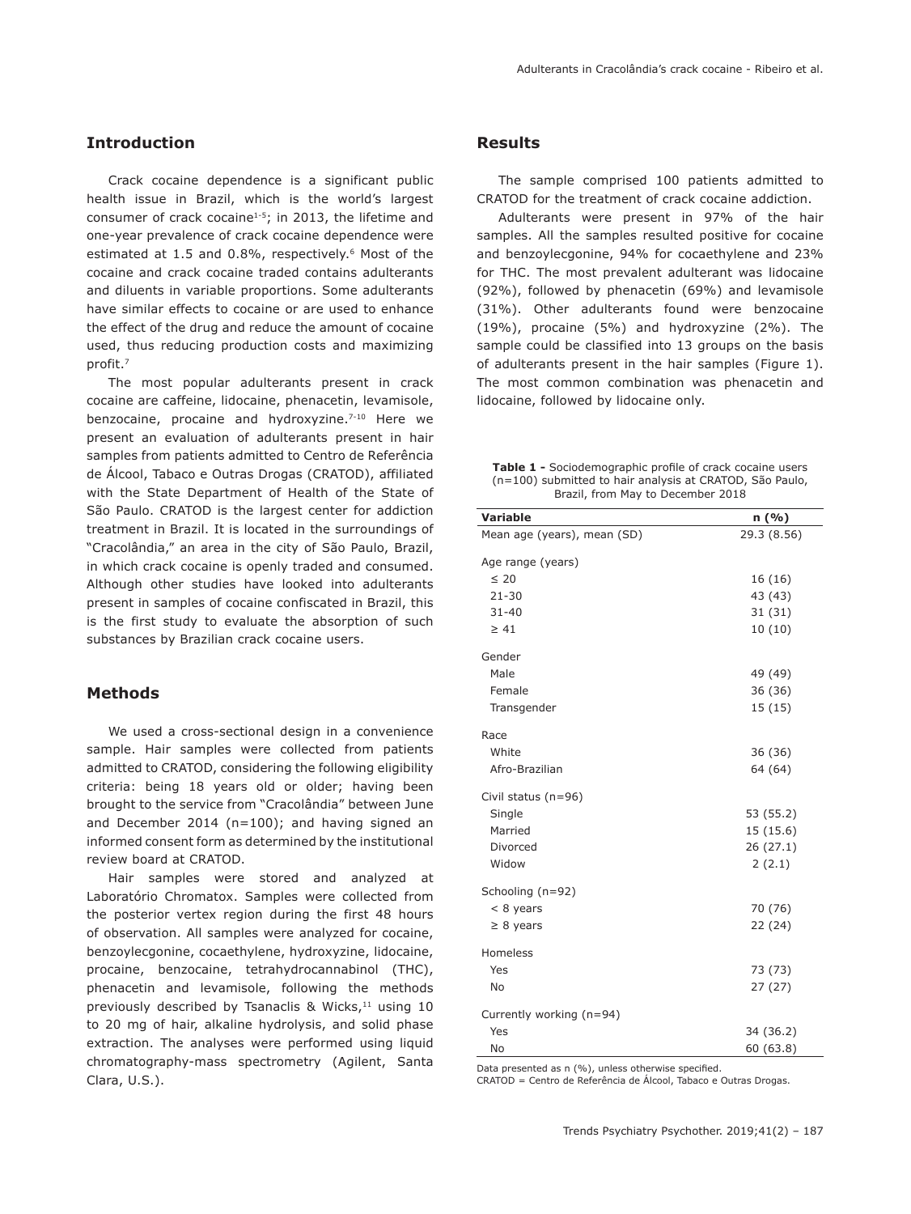## Introduction

Crack cocaine dependence is a significant public health issue in Brazil, which is the world's largest consumer of crack cocaine[1-5]; in 2013, the lifetime and one-year prevalence of crack cocaine dependence were estimated at 1.5 and 0.8%, respectively.[6] Most of the cocaine and crack cocaine traded contains adulterants and diluents in variable proportions. Some adulterants have similar effects to cocaine or are used to enhance the effect of the drug and reduce the amount of cocaine used, thus reducing production costs and maximizing profit.[7]

The most popular adulterants present in crack cocaine are caffeine, lidocaine, phenacetin, levamisole, benzocaine, procaine and hydroxyzine.[7-10] Here we present an evaluation of adulterants present in hair samples from patients admitted to Centro de Referência de Álcool, Tabaco e Outras Drogas (CRATOD), affiliated with the State Department of Health of the State of São Paulo. CRATOD is the largest center for addiction treatment in Brazil. It is located in the surroundings of "Cracolândia," an area in the city of São Paulo, Brazil, in which crack cocaine is openly traded and consumed. Although other studies have looked into adulterants present in samples of cocaine confiscated in Brazil, this is the first study to evaluate the absorption of such substances by Brazilian crack cocaine users.

## Methods

We used a cross-sectional design in a convenience sample. Hair samples were collected from patients admitted to CRATOD, considering the following eligibility criteria: being 18 years old or older; having been brought to the service from "Cracolândia" between June and December 2014 (n=100); and having signed an informed consent form as determined by the institutional review board at CRATOD.

Hair samples were stored and analyzed at Laboratório Chromatox. Samples were collected from the posterior vertex region during the first 48 hours of observation. All samples were analyzed for cocaine, benzoylecgonine, cocaethylene, hydroxyzine, lidocaine, procaine, benzocaine, tetrahydrocannabinol (THC), phenacetin and levamisole, following the methods previously described by Tsanaclis & Wicks,[11] using 10 to 20 mg of hair, alkaline hydrolysis, and solid phase extraction. The analyses were performed using liquid chromatography-mass spectrometry (Agilent, Santa Clara, U.S.).

## Results

The sample comprised 100 patients admitted to CRATOD for the treatment of crack cocaine addiction.

Adulterants were present in 97% of the hair samples. All the samples resulted positive for cocaine and benzoylecgonine, 94% for cocaethylene and 23% for THC. The most prevalent adulterant was lidocaine (92%), followed by phenacetin (69%) and levamisole (31%). Other adulterants found were benzocaine (19%), procaine (5%) and hydroxyzine (2%). The sample could be classified into 13 groups on the basis of adulterants present in the hair samples (Figure 1). The most common combination was phenacetin and lidocaine, followed by lidocaine only.

**Table 1 -** Sociodemographic profile of crack cocaine users (n=100) submitted to hair analysis at CRATOD, São Paulo, Brazil, from May to December 2018

| Variable | n (%) |
|---|---|
| Mean age (years), mean (SD) | 29.3 (8.56) |
| Age range (years) | |
| ≤ 20 | 16 (16) |
| 21-30 | 43 (43) |
| 31-40 | 31 (31) |
| ≥ 41 | 10 (10) |
| Gender | |
| Male | 49 (49) |
| Female | 36 (36) |
| Transgender | 15 (15) |
| Race | |
| White | 36 (36) |
| Afro-Brazilian | 64 (64) |
| Civil status (n=96) | |
| Single | 53 (55.2) |
| Married | 15 (15.6) |
| Divorced | 26 (27.1) |
| Widow | 2 (2.1) |
| Schooling (n=92) | |
| < 8 years | 70 (76) |
| ≥ 8 years | 22 (24) |
| Homeless | |
| Yes | 73 (73) |
| No | 27 (27) |
| Currently working (n=94) | |
| Yes | 34 (36.2) |
| No | 60 (63.8) |

Data presented as n (%), unless otherwise specified.
CRATOD = Centro de Referência de Álcool, Tabaco e Outras Drogas.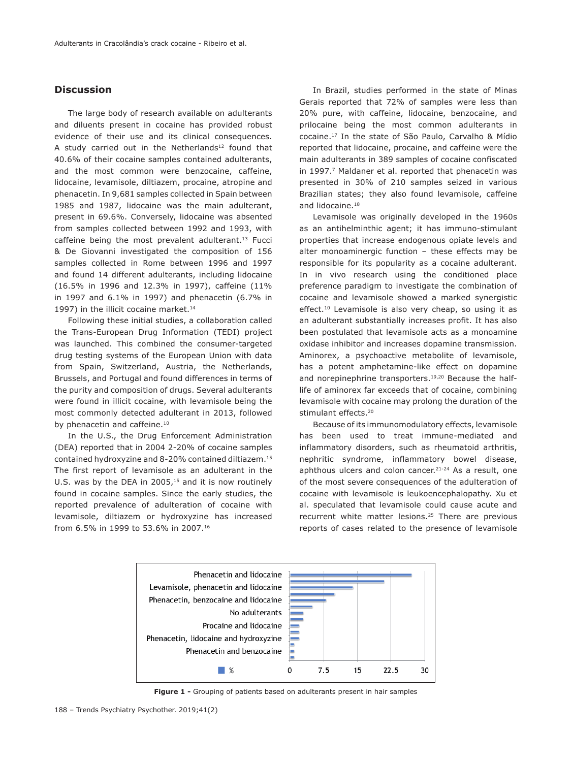## Discussion

The large body of research available on adulterants and diluents present in cocaine has provided robust evidence of their use and its clinical consequences. A study carried out in the Netherlands[12] found that 40.6% of their cocaine samples contained adulterants, and the most common were benzocaine, caffeine, lidocaine, levamisole, diltiazem, procaine, atropine and phenacetin. In 9,681 samples collected in Spain between 1985 and 1987, lidocaine was the main adulterant, present in 69.6%. Conversely, lidocaine was absented from samples collected between 1992 and 1993, with caffeine being the most prevalent adulterant.[13] Fucci & De Giovanni investigated the composition of 156 samples collected in Rome between 1996 and 1997 and found 14 different adulterants, including lidocaine (16.5% in 1996 and 12.3% in 1997), caffeine (11% in 1997 and 6.1% in 1997) and phenacetin (6.7% in 1997) in the illicit cocaine market.[14]

Following these initial studies, a collaboration called the Trans-European Drug Information (TEDI) project was launched. This combined the consumer-targeted drug testing systems of the European Union with data from Spain, Switzerland, Austria, the Netherlands, Brussels, and Portugal and found differences in terms of the purity and composition of drugs. Several adulterants were found in illicit cocaine, with levamisole being the most commonly detected adulterant in 2013, followed by phenacetin and caffeine.[10]

In the U.S., the Drug Enforcement Administration (DEA) reported that in 2004 2-20% of cocaine samples contained hydroxyzine and 8-20% contained diltiazem.[15] The first report of levamisole as an adulterant in the U.S. was by the DEA in 2005,[15] and it is now routinely found in cocaine samples. Since the early studies, the reported prevalence of adulteration of cocaine with levamisole, diltiazem or hydroxyzine has increased from 6.5% in 1999 to 53.6% in 2007.[16]

In Brazil, studies performed in the state of Minas Gerais reported that 72% of samples were less than 20% pure, with caffeine, lidocaine, benzocaine, and prilocaine being the most common adulterants in cocaine.[17] In the state of São Paulo, Carvalho & Mídio reported that lidocaine, procaine, and caffeine were the main adulterants in 389 samples of cocaine confiscated in 1997.[7] Maldaner et al. reported that phenacetin was presented in 30% of 210 samples seized in various Brazilian states; they also found levamisole, caffeine and lidocaine.[18]

Levamisole was originally developed in the 1960s as an antihelminthic agent; it has immuno-stimulant properties that increase endogenous opiate levels and alter monoaminergic function – these effects may be responsible for its popularity as a cocaine adulterant. In in vivo research using the conditioned place preference paradigm to investigate the combination of cocaine and levamisole showed a marked synergistic effect.[10] Levamisole is also very cheap, so using it as an adulterant substantially increases profit. It has also been postulated that levamisole acts as a monoamine oxidase inhibitor and increases dopamine transmission. Aminorex, a psychoactive metabolite of levamisole, has a potent amphetamine-like effect on dopamine and norepinephrine transporters.[19,20] Because the half-life of aminorex far exceeds that of cocaine, combining levamisole with cocaine may prolong the duration of the stimulant effects.[20]

Because of its immunomodulatory effects, levamisole has been used to treat immune-mediated and inflammatory disorders, such as rheumatoid arthritis, nephritic syndrome, inflammatory bowel disease, aphthous ulcers and colon cancer.[21-24] As a result, one of the most severe consequences of the adulteration of cocaine with levamisole is leukoencephalopathy. Xu et al. speculated that levamisole could cause acute and recurrent white matter lesions.[25] There are previous reports of cases related to the presence of levamisole

**Figure 1 -** Grouping of patients based on adulterants present in hair samples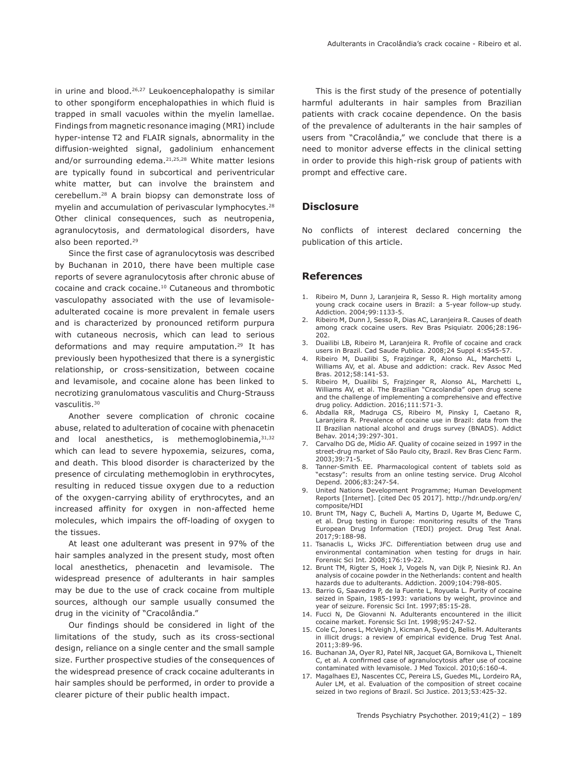in urine and blood.[26,27] Leukoencephalopathy is similar to other spongiform encephalopathies in which fluid is trapped in small vacuoles within the myelin lamellae. Findings from magnetic resonance imaging (MRI) include hyper-intense T2 and FLAIR signals, abnormality in the diffusion-weighted signal, gadolinium enhancement and/or surrounding edema.[21,25,28] White matter lesions are typically found in subcortical and periventricular white matter, but can involve the brainstem and cerebellum.[28] A brain biopsy can demonstrate loss of myelin and accumulation of perivascular lymphocytes.[28] Other clinical consequences, such as neutropenia, agranulocytosis, and dermatological disorders, have also been reported.[29]

Since the first case of agranulocytosis was described by Buchanan in 2010, there have been multiple case reports of severe agranulocytosis after chronic abuse of cocaine and crack cocaine.[10] Cutaneous and thrombotic vasculopathy associated with the use of levamisole-adulterated cocaine is more prevalent in female users and is characterized by pronounced retiform purpura with cutaneous necrosis, which can lead to serious deformations and may require amputation.[29] It has previously been hypothesized that there is a synergistic relationship, or cross-sensitization, between cocaine and levamisole, and cocaine alone has been linked to necrotizing granulomatous vasculitis and Churg-Strauss vasculitis.[30]

Another severe complication of chronic cocaine abuse, related to adulteration of cocaine with phenacetin and local anesthetics, is methemoglobinemia,[31,32] which can lead to severe hypoxemia, seizures, coma, and death. This blood disorder is characterized by the presence of circulating methemoglobin in erythrocytes, resulting in reduced tissue oxygen due to a reduction of the oxygen-carrying ability of erythrocytes, and an increased affinity for oxygen in non-affected heme molecules, which impairs the off-loading of oxygen to the tissues.

At least one adulterant was present in 97% of the hair samples analyzed in the present study, most often local anesthetics, phenacetin and levamisole. The widespread presence of adulterants in hair samples may be due to the use of crack cocaine from multiple sources, although our sample usually consumed the drug in the vicinity of "Cracolândia."

Our findings should be considered in light of the limitations of the study, such as its cross-sectional design, reliance on a single center and the small sample size. Further prospective studies of the consequences of the widespread presence of crack cocaine adulterants in hair samples should be performed, in order to provide a clearer picture of their public health impact.

This is the first study of the presence of potentially harmful adulterants in hair samples from Brazilian patients with crack cocaine dependence. On the basis of the prevalence of adulterants in the hair samples of users from "Cracolândia," we conclude that there is a need to monitor adverse effects in the clinical setting in order to provide this high-risk group of patients with prompt and effective care.

## Disclosure

No conflicts of interest declared concerning the publication of this article.

## References

1. Ribeiro M, Dunn J, Laranjeira R, Sesso R. High mortality among young crack cocaine users in Brazil: a 5-year follow-up study. Addiction. 2004;99:1133-5.
2. Ribeiro M, Dunn J, Sesso R, Dias AC, Laranjeira R. Causes of death among crack cocaine users. Rev Bras Psiquiatr. 2006;28:196-202.
3. Duailibi LB, Ribeiro M, Laranjeira R. Profile of cocaine and crack users in Brazil. Cad Saude Publica. 2008;24 Suppl 4:s545-57.
4. Ribeiro M, Duailibi S, Frajzinger R, Alonso AL, Marchetti L, Williams AV, et al. Abuse and addiction: crack. Rev Assoc Med Bras. 2012;58:141-53.
5. Ribeiro M, Duailibi S, Frajzinger R, Alonso AL, Marchetti L, Williams AV, et al. The Brazilian "Cracolandia" open drug scene and the challenge of implementing a comprehensive and effective drug policy. Addiction. 2016;111:571-3.
6. Abdalla RR, Madruga CS, Ribeiro M, Pinsky I, Caetano R, Laranjeira R. Prevalence of cocaine use in Brazil: data from the II Brazilian national alcohol and drugs survey (BNADS). Addict Behav. 2014;39:297-301.
7. Carvalho DG de, Mídio AF. Quality of cocaine seized in 1997 in the street-drug market of São Paulo city, Brazil. Rev Bras Cienc Farm. 2003;39:71-5.
8. Tanner-Smith EE. Pharmacological content of tablets sold as "ecstasy": results from an online testing service. Drug Alcohol Depend. 2006;83:247-54.
9. United Nations Development Programme; Human Development Reports [Internet]. [cited Dec 05 2017]. http://hdr.undp.org/en/composite/HDI
10. Brunt TM, Nagy C, Bucheli A, Martins D, Ugarte M, Beduwe C, et al. Drug testing in Europe: monitoring results of the Trans European Drug Information (TEDI) project. Drug Test Anal. 2017;9:188-98.
11. Tsanaclis L, Wicks JFC. Differentiation between drug use and environmental contamination when testing for drugs in hair. Forensic Sci Int. 2008;176:19-22.
12. Brunt TM, Rigter S, Hoek J, Vogels N, van Dijk P, Niesink RJ. An analysis of cocaine powder in the Netherlands: content and health hazards due to adulterants. Addiction. 2009;104:798-805.
13. Barrio G, Saavedra P, de la Fuente L, Royuela L. Purity of cocaine seized in Spain, 1985-1993: variations by weight, province and year of seizure. Forensic Sci Int. 1997;85:15-28.
14. Fucci N, De Giovanni N. Adulterants encountered in the illicit cocaine market. Forensic Sci Int. 1998;95:247-52.
15. Cole C, Jones L, McVeigh J, Kicman A, Syed Q, Bellis M. Adulterants in illicit drugs: a review of empirical evidence. Drug Test Anal. 2011;3:89-96.
16. Buchanan JA, Oyer RJ, Patel NR, Jacquet GA, Bornikova L, Thienelt C, et al. A confirmed case of agranulocytosis after use of cocaine contaminated with levamisole. J Med Toxicol. 2010;6:160-4.
17. Magalhaes EJ, Nascentes CC, Pereira LS, Guedes ML, Lordeiro RA, Auler LM, et al. Evaluation of the composition of street cocaine seized in two regions of Brazil. Sci Justice. 2013;53:425-32.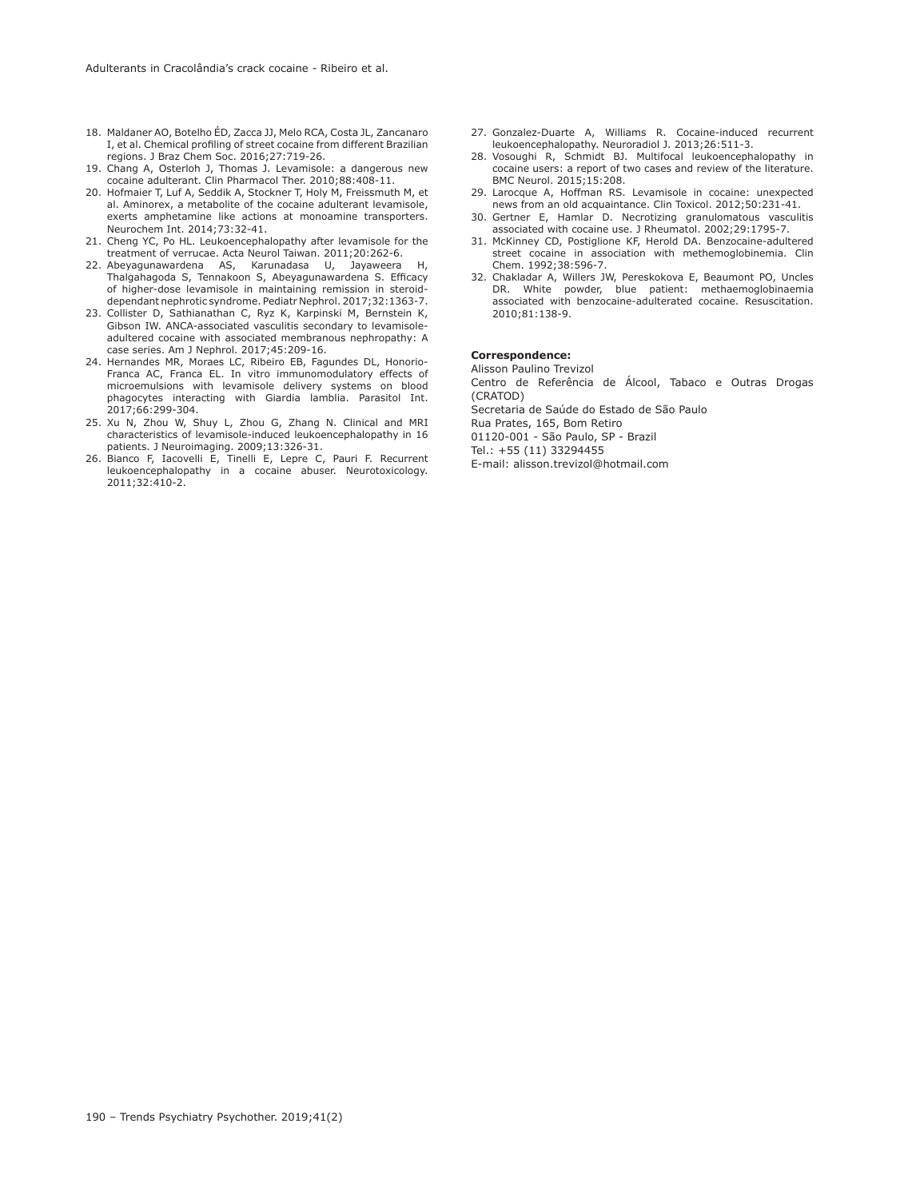18. Maldaner AO, Botelho ÉD, Zacca JJ, Melo RCA, Costa JL, Zancanaro I, et al. Chemical profiling of street cocaine from different Brazilian regions. J Braz Chem Soc. 2016;27:719-26.
19. Chang A, Osterloh J, Thomas J. Levamisole: a dangerous new cocaine adulterant. Clin Pharmacol Ther. 2010;88:408-11.
20. Hofmaier T, Luf A, Seddik A, Stockner T, Holy M, Freissmuth M, et al. Aminorex, a metabolite of the cocaine adulterant levamisole, exerts amphetamine like actions at monoamine transporters. Neurochem Int. 2014;73:32-41.
21. Cheng YC, Po HL. Leukoencephalopathy after levamisole for the treatment of verrucae. Acta Neurol Taiwan. 2011;20:262-6.
22. Abeyagunawardena AS, Karunadasa U, Jayaweera H, Thalgahagoda S, Tennakoon S, Abeyagunawardena S. Efficacy of higher-dose levamisole in maintaining remission in steroid-dependant nephrotic syndrome. Pediatr Nephrol. 2017;32:1363-7.
23. Collister D, Sathianathan C, Ryz K, Karpinski M, Bernstein K, Gibson IW. ANCA-associated vasculitis secondary to levamisole-adultered cocaine with associated membranous nephropathy: A case series. Am J Nephrol. 2017;45:209-16.
24. Hernandes MR, Moraes LC, Ribeiro EB, Fagundes DL, Honorio-Franca AC, Franca EL. In vitro immunomodulatory effects of microemulsions with levamisole delivery systems on blood phagocytes interacting with Giardia lamblia. Parasitol Int. 2017;66:299-304.
25. Xu N, Zhou W, Shuy L, Zhou G, Zhang N. Clinical and MRI characteristics of levamisole-induced leukoencephalopathy in 16 patients. J Neuroimaging. 2009;13:326-31.
26. Bianco F, Iacovelli E, Tinelli E, Lepre C, Pauri F. Recurrent leukoencephalopathy in a cocaine abuser. Neurotoxicology. 2011;32:410-2.
27. Gonzalez-Duarte A, Williams R. Cocaine-induced recurrent leukoencephalopathy. Neuroradiol J. 2013;26:511-3.
28. Vosoughi R, Schmidt BJ. Multifocal leukoencephalopathy in cocaine users: a report of two cases and review of the literature. BMC Neurol. 2015;15:208.
29. Larocque A, Hoffman RS. Levamisole in cocaine: unexpected news from an old acquaintance. Clin Toxicol. 2012;50:231-41.
30. Gertner E, Hamlar D. Necrotizing granulomatous vasculitis associated with cocaine use. J Rheumatol. 2002;29:1795-7.
31. McKinney CD, Postiglione KF, Herold DA. Benzocaine-adultered street cocaine in association with methemoglobinemia. Clin Chem. 1992;38:596-7.
32. Chakladar A, Willers JW, Pereskokova E, Beaumont PO, Uncles DR. White powder, blue patient: methaemoglobinaemia associated with benzocaine-adulterated cocaine. Resuscitation. 2010;81:138-9.

**Correspondence:**
Alisson Paulino Trevizol
Centro de Referência de Álcool, Tabaco e Outras Drogas (CRATOD)
Secretaria de Saúde do Estado de São Paulo
Rua Prates, 165, Bom Retiro
01120-001 - São Paulo, SP - Brazil
Tel.: +55 (11) 33294455
E-mail: alisson.trevizol@hotmail.com